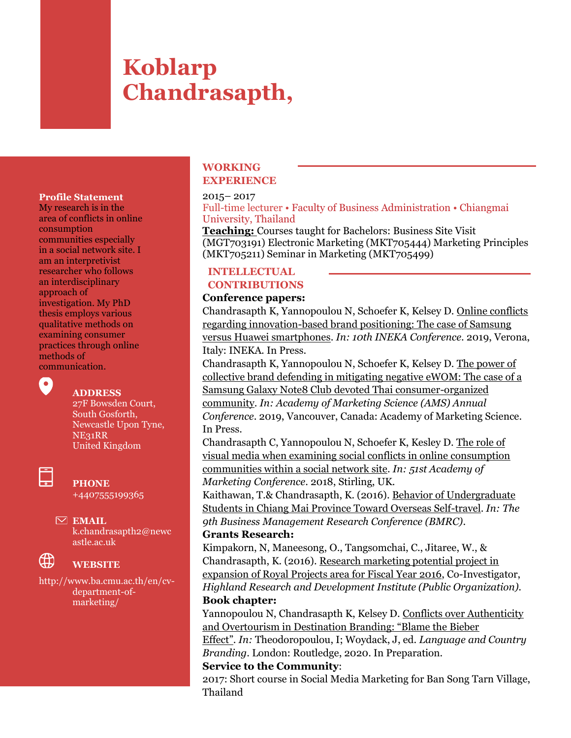# Koblarp Chandrasapth,

**Profile Statement**
My research is in the area of conflicts in online consumption communities especially in a social network site. I am an interpretivist researcher who follows an interdisciplinary approach of investigation. My PhD thesis employs various qualitative methods on examining consumer practices through online methods of communication.

**ADDRESS**
27F Bowsden Court,
South Gosforth,
Newcastle Upon Tyne,
NE31RR
United Kingdom

**PHONE**
+4407555199365

**EMAIL**
k.chandrasapth2@newcastle.ac.uk

**WEBSITE**
http://www.ba.cmu.ac.th/en/cv-department-of-marketing/

## WORKING EXPERIENCE

2015– 2017
Full-time lecturer • Faculty of Business Administration • Chiangmai University, Thailand

**Teaching:** Courses taught for Bachelors: Business Site Visit (MGT703191) Electronic Marketing (MKT705444) Marketing Principles (MKT705211) Seminar in Marketing (MKT705499)

## INTELLECTUAL CONTRIBUTIONS

**Conference papers:**

Chandrasapth K, Yannopoulou N, Schoefer K, Kelsey D. Online conflicts regarding innovation-based brand positioning: The case of Samsung versus Huawei smartphones. *In: 10th INEKA Conference*. 2019, Verona, Italy: INEKA. In Press.

Chandrasapth K, Yannopoulou N, Schoefer K, Kelsey D. The power of collective brand defending in mitigating negative eWOM: The case of a Samsung Galaxy Note8 Club devoted Thai consumer-organized community. *In: Academy of Marketing Science (AMS) Annual Conference*. 2019, Vancouver, Canada: Academy of Marketing Science. In Press.

Chandrasapth C, Yannopoulou N, Schoefer K, Kesley D. The role of visual media when examining social conflicts in online consumption communities within a social network site. *In: 51st Academy of Marketing Conference*. 2018, Stirling, UK.

Kaithawan, T.& Chandrasapth, K. (2016). Behavior of Undergraduate Students in Chiang Mai Province Toward Overseas Self-travel. *In: The 9th Business Management Research Conference (BMRC).*

**Grants Research:**

Kimpakorn, N, Maneesong, O., Tangsomchai, C., Jitaree, W., & Chandrasapth, K. (2016). Research marketing potential project in expansion of Royal Projects area for Fiscal Year 2016, Co-Investigator, *Highland Research and Development Institute (Public Organization).*

**Book chapter:**

Yannopoulou N, Chandrasapth K, Kelsey D. Conflicts over Authenticity and Overtourism in Destination Branding: "Blame the Bieber Effect". *In:* Theodoropoulou, I; Woydack, J, ed. *Language and Country Branding*. London: Routledge, 2020. In Preparation.

**Service to the Community**:

2017: Short course in Social Media Marketing for Ban Song Tarn Village, Thailand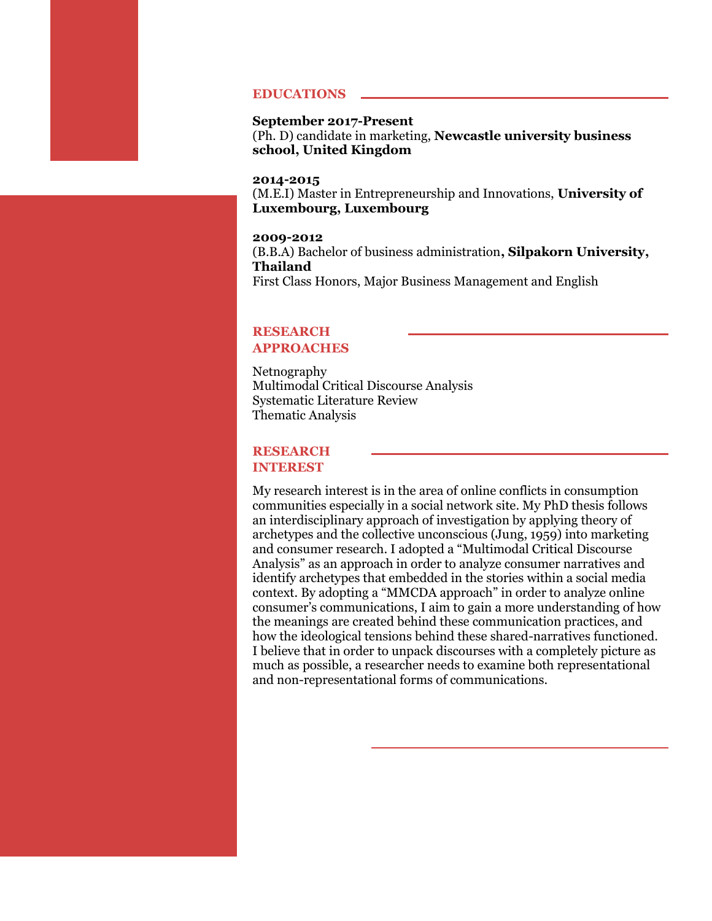## EDUCATIONS

**September 2017-Present**
(Ph. D) candidate in marketing, **Newcastle university business school, United Kingdom**

**2014-2015**
(M.E.I) Master in Entrepreneurship and Innovations, **University of Luxembourg, Luxembourg**

**2009-2012**
(B.B.A) Bachelor of business administration**, Silpakorn University, Thailand**
First Class Honors, Major Business Management and English

## RESEARCH APPROACHES

Netnography
Multimodal Critical Discourse Analysis
Systematic Literature Review
Thematic Analysis

## RESEARCH INTEREST

My research interest is in the area of online conflicts in consumption communities especially in a social network site. My PhD thesis follows an interdisciplinary approach of investigation by applying theory of archetypes and the collective unconscious (Jung, 1959) into marketing and consumer research. I adopted a “Multimodal Critical Discourse Analysis” as an approach in order to analyze consumer narratives and identify archetypes that embedded in the stories within a social media context. By adopting a “MMCDA approach” in order to analyze online consumer’s communications, I aim to gain a more understanding of how the meanings are created behind these communication practices, and how the ideological tensions behind these shared-narratives functioned. I believe that in order to unpack discourses with a completely picture as much as possible, a researcher needs to examine both representational and non-representational forms of communications.